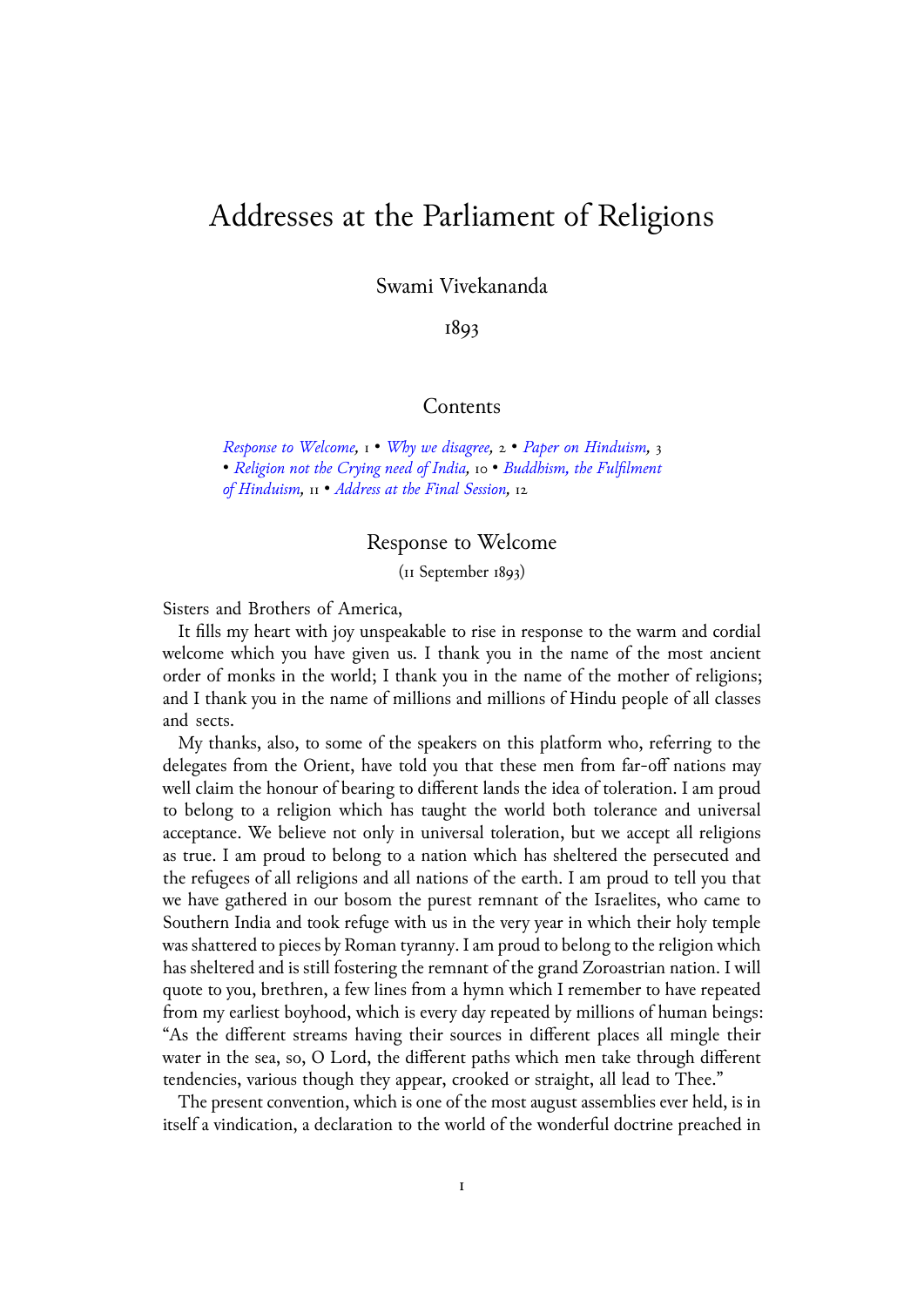# Addresses at the Parliament of Religions

Swami Vivekananda

1893

## Contents

*Response to Welcome,* 1 • *Why we disagree,* 2 • *Paper on Hinduism,* 3 • *Religion not the Crying need of India,* 10 • *Buddhism, the Fulfilment of Hinduism,* 11 • *Address at the Final Session,* 12

## Response to Welcome

(11 September 1893)

Sisters and Brothers of America,

It fills my heart with joy unspeakable to rise in response to the warm and cordial welcome which you have given us. I thank you in the name of the most ancient order of monks in the world; I thank you in the name of the mother of religions; and I thank you in the name of millions and millions of Hindu people of all classes and sects.

My thanks, also, to some of the speakers on this platform who, referring to the delegates from the Orient, have told you that these men from far-off nations may well claim the honour of bearing to different lands the idea of toleration. I am proud to belong to a religion which has taught the world both tolerance and universal acceptance. We believe not only in universal toleration, but we accept all religions as true. I am proud to belong to a nation which has sheltered the persecuted and the refugees of all religions and all nations of the earth. I am proud to tell you that we have gathered in our bosom the purest remnant of the Israelites, who came to Southern India and took refuge with us in the very year in which their holy temple was shattered to pieces by Roman tyranny. I am proud to belong to the religion which has sheltered and is still fostering the remnant of the grand Zoroastrian nation. I will quote to you, brethren, a few lines from a hymn which I remember to have repeated from my earliest boyhood, which is every day repeated by millions of human beings: "As the different streams having their sources in different places all mingle their water in the sea, so, O Lord, the different paths which men take through different tendencies, various though they appear, crooked or straight, all lead to Thee."

The present convention, which is one of the most august assemblies ever held, is in itself a vindication, a declaration to the world of the wonderful doctrine preached in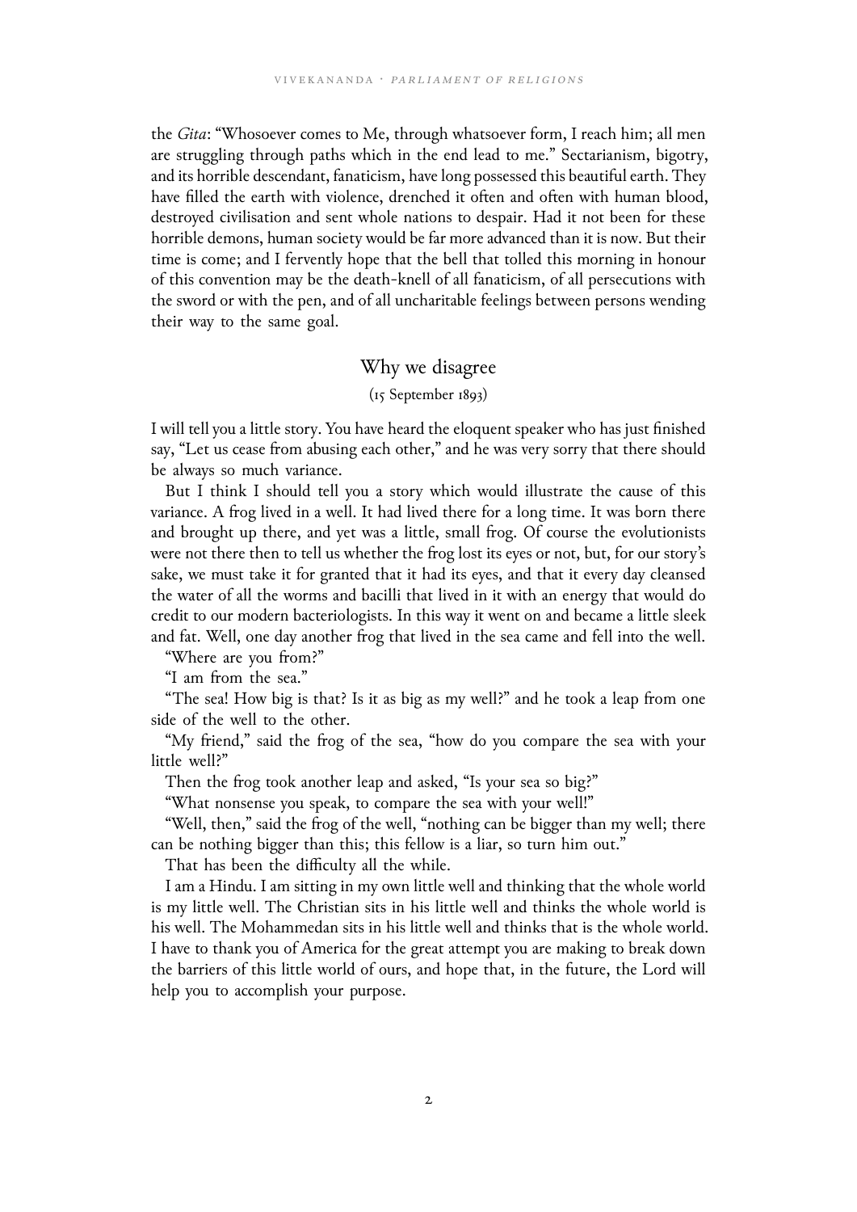the *Gita*: "Whosoever comes to Me, through whatsoever form, I reach him; all men are struggling through paths which in the end lead to me." Sectarianism, bigotry, and its horrible descendant, fanaticism, have long possessed this beautiful earth. They have filled the earth with violence, drenched it often and often with human blood, destroyed civilisation and sent whole nations to despair. Had it not been for these horrible demons, human society would be far more advanced than it is now. But their time is come; and I fervently hope that the bell that tolled this morning in honour of this convention may be the death-knell of all fanaticism, of all persecutions with the sword or with the pen, and of all uncharitable feelings between persons wending their way to the same goal.

## Why we disagree

(15 September 1893)

I will tell you a little story. You have heard the eloquent speaker who has just finished say, "Let us cease from abusing each other," and he was very sorry that there should be always so much variance.

But I think I should tell you a story which would illustrate the cause of this variance. A frog lived in a well. It had lived there for a long time. It was born there and brought up there, and yet was a little, small frog. Of course the evolutionists were not there then to tell us whether the frog lost its eyes or not, but, for our story's sake, we must take it for granted that it had its eyes, and that it every day cleansed the water of all the worms and bacilli that lived in it with an energy that would do credit to our modern bacteriologists. In this way it went on and became a little sleek and fat. Well, one day another frog that lived in the sea came and fell into the well.

"Where are you from?"

"I am from the sea."

"The sea! How big is that? Is it as big as my well?" and he took a leap from one side of the well to the other.

"My friend," said the frog of the sea, "how do you compare the sea with your little well?"

Then the frog took another leap and asked, "Is your sea so big?"

"What nonsense you speak, to compare the sea with your well!"

"Well, then," said the frog of the well, "nothing can be bigger than my well; there can be nothing bigger than this; this fellow is a liar, so turn him out."

That has been the difficulty all the while.

I am a Hindu. I am sitting in my own little well and thinking that the whole world is my little well. The Christian sits in his little well and thinks the whole world is his well. The Mohammedan sits in his little well and thinks that is the whole world. I have to thank you of America for the great attempt you are making to break down the barriers of this little world of ours, and hope that, in the future, the Lord will help you to accomplish your purpose.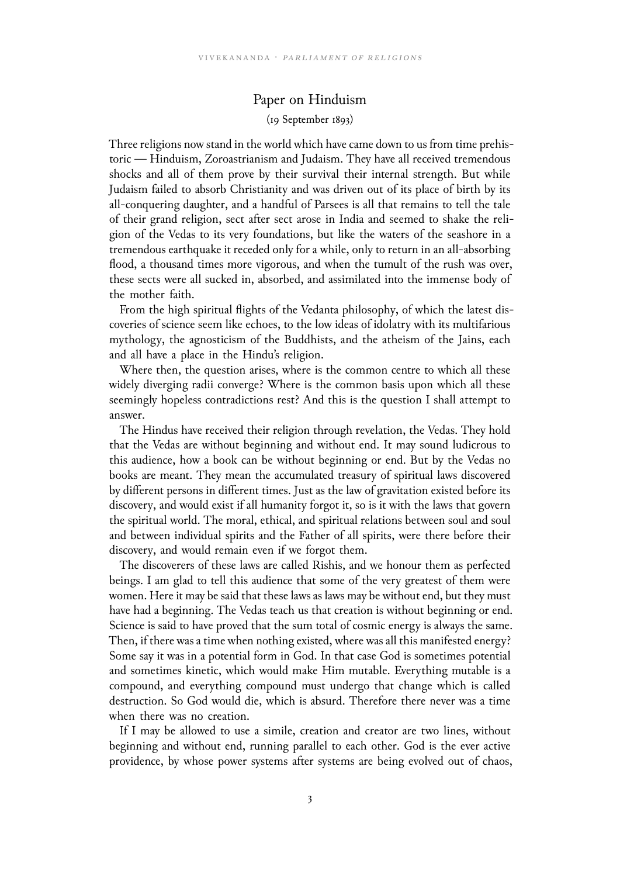## Paper on Hinduism

(19 September 1893)

Three religions now stand in the world which have came down to us from time prehistoric — Hinduism, Zoroastrianism and Judaism. They have all received tremendous shocks and all of them prove by their survival their internal strength. But while Judaism failed to absorb Christianity and was driven out of its place of birth by its all-conquering daughter, and a handful of Parsees is all that remains to tell the tale of their grand religion, sect after sect arose in India and seemed to shake the religion of the Vedas to its very foundations, but like the waters of the seashore in a tremendous earthquake it receded only for a while, only to return in an all-absorbing flood, a thousand times more vigorous, and when the tumult of the rush was over, these sects were all sucked in, absorbed, and assimilated into the immense body of the mother faith.

From the high spiritual flights of the Vedanta philosophy, of which the latest discoveries of science seem like echoes, to the low ideas of idolatry with its multifarious mythology, the agnosticism of the Buddhists, and the atheism of the Jains, each and all have a place in the Hindu's religion.

Where then, the question arises, where is the common centre to which all these widely diverging radii converge? Where is the common basis upon which all these seemingly hopeless contradictions rest? And this is the question I shall attempt to answer.

The Hindus have received their religion through revelation, the Vedas. They hold that the Vedas are without beginning and without end. It may sound ludicrous to this audience, how a book can be without beginning or end. But by the Vedas no books are meant. They mean the accumulated treasury of spiritual laws discovered by different persons in different times. Just as the law of gravitation existed before its discovery, and would exist if all humanity forgot it, so is it with the laws that govern the spiritual world. The moral, ethical, and spiritual relations between soul and soul and between individual spirits and the Father of all spirits, were there before their discovery, and would remain even if we forgot them.

The discoverers of these laws are called Rishis, and we honour them as perfected beings. I am glad to tell this audience that some of the very greatest of them were women. Here it may be said that these laws as laws may be without end, but they must have had a beginning. The Vedas teach us that creation is without beginning or end. Science is said to have proved that the sum total of cosmic energy is always the same. Then, if there was a time when nothing existed, where was all this manifested energy? Some say it was in a potential form in God. In that case God is sometimes potential and sometimes kinetic, which would make Him mutable. Everything mutable is a compound, and everything compound must undergo that change which is called destruction. So God would die, which is absurd. Therefore there never was a time when there was no creation.

If I may be allowed to use a simile, creation and creator are two lines, without beginning and without end, running parallel to each other. God is the ever active providence, by whose power systems after systems are being evolved out of chaos,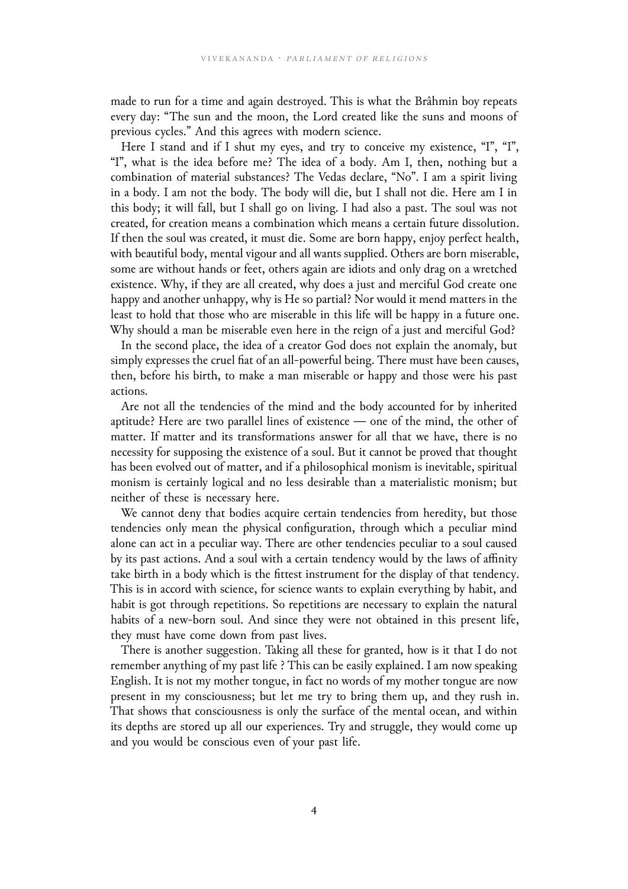made to run for a time and again destroyed. This is what the Brâhmin boy repeats every day: "The sun and the moon, the Lord created like the suns and moons of previous cycles." And this agrees with modern science.

Here I stand and if I shut my eyes, and try to conceive my existence, "I", "I", "I", what is the idea before me? The idea of a body. Am I, then, nothing but a combination of material substances? The Vedas declare, "No". I am a spirit living in a body. I am not the body. The body will die, but I shall not die. Here am I in this body; it will fall, but I shall go on living. I had also a past. The soul was not created, for creation means a combination which means a certain future dissolution. If then the soul was created, it must die. Some are born happy, enjoy perfect health, with beautiful body, mental vigour and all wants supplied. Others are born miserable, some are without hands or feet, others again are idiots and only drag on a wretched existence. Why, if they are all created, why does a just and merciful God create one happy and another unhappy, why is He so partial? Nor would it mend matters in the least to hold that those who are miserable in this life will be happy in a future one. Why should a man be miserable even here in the reign of a just and merciful God?

In the second place, the idea of a creator God does not explain the anomaly, but simply expresses the cruel fiat of an all-powerful being. There must have been causes, then, before his birth, to make a man miserable or happy and those were his past actions.

Are not all the tendencies of the mind and the body accounted for by inherited aptitude? Here are two parallel lines of existence — one of the mind, the other of matter. If matter and its transformations answer for all that we have, there is no necessity for supposing the existence of a soul. But it cannot be proved that thought has been evolved out of matter, and if a philosophical monism is inevitable, spiritual monism is certainly logical and no less desirable than a materialistic monism; but neither of these is necessary here.

We cannot deny that bodies acquire certain tendencies from heredity, but those tendencies only mean the physical configuration, through which a peculiar mind alone can act in a peculiar way. There are other tendencies peculiar to a soul caused by its past actions. And a soul with a certain tendency would by the laws of affinity take birth in a body which is the fittest instrument for the display of that tendency. This is in accord with science, for science wants to explain everything by habit, and habit is got through repetitions. So repetitions are necessary to explain the natural habits of a new-born soul. And since they were not obtained in this present life, they must have come down from past lives.

There is another suggestion. Taking all these for granted, how is it that I do not remember anything of my past life ? This can be easily explained. I am now speaking English. It is not my mother tongue, in fact no words of my mother tongue are now present in my consciousness; but let me try to bring them up, and they rush in. That shows that consciousness is only the surface of the mental ocean, and within its depths are stored up all our experiences. Try and struggle, they would come up and you would be conscious even of your past life.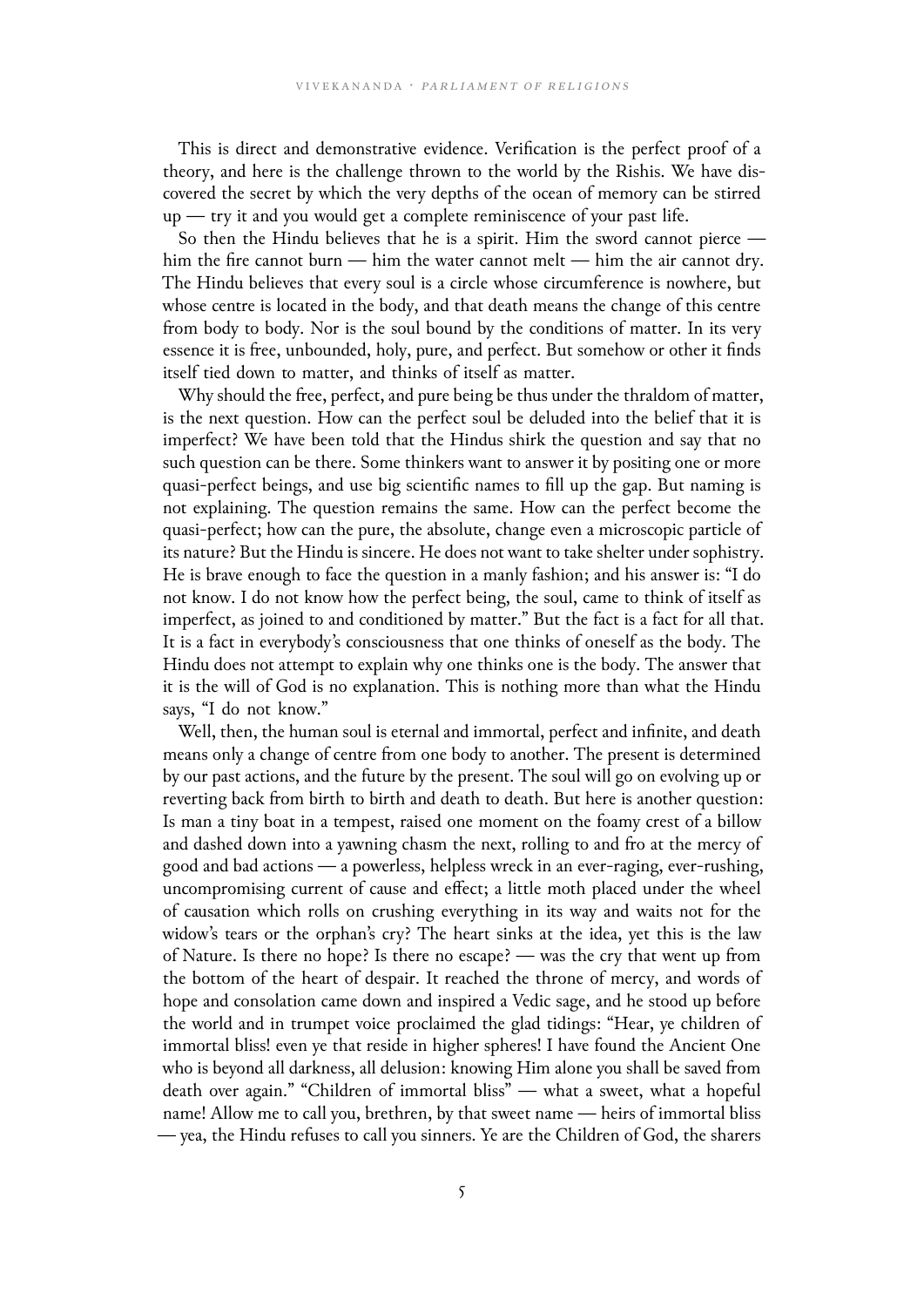This is direct and demonstrative evidence. Verification is the perfect proof of a theory, and here is the challenge thrown to the world by the Rishis. We have discovered the secret by which the very depths of the ocean of memory can be stirred up — try it and you would get a complete reminiscence of your past life.

So then the Hindu believes that he is a spirit. Him the sword cannot pierce — him the fire cannot burn — him the water cannot melt — him the air cannot dry. The Hindu believes that every soul is a circle whose circumference is nowhere, but whose centre is located in the body, and that death means the change of this centre from body to body. Nor is the soul bound by the conditions of matter. In its very essence it is free, unbounded, holy, pure, and perfect. But somehow or other it finds itself tied down to matter, and thinks of itself as matter.

Why should the free, perfect, and pure being be thus under the thraldom of matter, is the next question. How can the perfect soul be deluded into the belief that it is imperfect? We have been told that the Hindus shirk the question and say that no such question can be there. Some thinkers want to answer it by positing one or more quasi-perfect beings, and use big scientific names to fill up the gap. But naming is not explaining. The question remains the same. How can the perfect become the quasi-perfect; how can the pure, the absolute, change even a microscopic particle of its nature? But the Hindu is sincere. He does not want to take shelter under sophistry. He is brave enough to face the question in a manly fashion; and his answer is: "I do not know. I do not know how the perfect being, the soul, came to think of itself as imperfect, as joined to and conditioned by matter." But the fact is a fact for all that. It is a fact in everybody's consciousness that one thinks of oneself as the body. The Hindu does not attempt to explain why one thinks one is the body. The answer that it is the will of God is no explanation. This is nothing more than what the Hindu says, "I do not know."

Well, then, the human soul is eternal and immortal, perfect and infinite, and death means only a change of centre from one body to another. The present is determined by our past actions, and the future by the present. The soul will go on evolving up or reverting back from birth to birth and death to death. But here is another question: Is man a tiny boat in a tempest, raised one moment on the foamy crest of a billow and dashed down into a yawning chasm the next, rolling to and fro at the mercy of good and bad actions — a powerless, helpless wreck in an ever-raging, ever-rushing, uncompromising current of cause and effect; a little moth placed under the wheel of causation which rolls on crushing everything in its way and waits not for the widow's tears or the orphan's cry? The heart sinks at the idea, yet this is the law of Nature. Is there no hope? Is there no escape? — was the cry that went up from the bottom of the heart of despair. It reached the throne of mercy, and words of hope and consolation came down and inspired a Vedic sage, and he stood up before the world and in trumpet voice proclaimed the glad tidings: "Hear, ye children of immortal bliss! even ye that reside in higher spheres! I have found the Ancient One who is beyond all darkness, all delusion: knowing Him alone you shall be saved from death over again." "Children of immortal bliss" — what a sweet, what a hopeful name! Allow me to call you, brethren, by that sweet name — heirs of immortal bliss — yea, the Hindu refuses to call you sinners. Ye are the Children of God, the sharers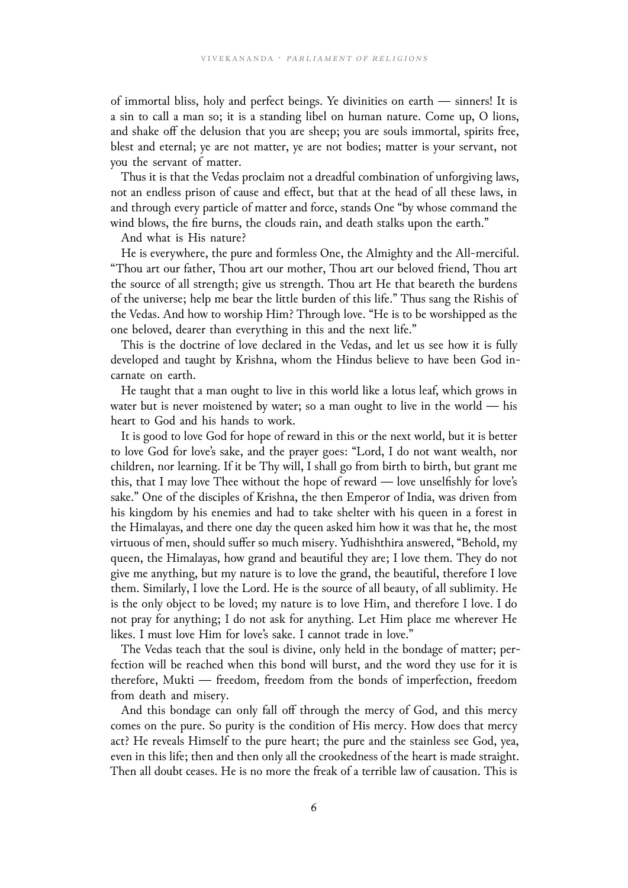of immortal bliss, holy and perfect beings. Ye divinities on earth — sinners! It is a sin to call a man so; it is a standing libel on human nature. Come up, O lions, and shake off the delusion that you are sheep; you are souls immortal, spirits free, blest and eternal; ye are not matter, ye are not bodies; matter is your servant, not you the servant of matter.

Thus it is that the Vedas proclaim not a dreadful combination of unforgiving laws, not an endless prison of cause and effect, but that at the head of all these laws, in and through every particle of matter and force, stands One "by whose command the wind blows, the fire burns, the clouds rain, and death stalks upon the earth."

And what is His nature?

He is everywhere, the pure and formless One, the Almighty and the All-merciful. "Thou art our father, Thou art our mother, Thou art our beloved friend, Thou art the source of all strength; give us strength. Thou art He that beareth the burdens of the universe; help me bear the little burden of this life." Thus sang the Rishis of the Vedas. And how to worship Him? Through love. "He is to be worshipped as the one beloved, dearer than everything in this and the next life."

This is the doctrine of love declared in the Vedas, and let us see how it is fully developed and taught by Krishna, whom the Hindus believe to have been God incarnate on earth.

He taught that a man ought to live in this world like a lotus leaf, which grows in water but is never moistened by water; so a man ought to live in the world — his heart to God and his hands to work.

It is good to love God for hope of reward in this or the next world, but it is better to love God for love's sake, and the prayer goes: "Lord, I do not want wealth, nor children, nor learning. If it be Thy will, I shall go from birth to birth, but grant me this, that I may love Thee without the hope of reward — love unselfishly for love's sake." One of the disciples of Krishna, the then Emperor of India, was driven from his kingdom by his enemies and had to take shelter with his queen in a forest in the Himalayas, and there one day the queen asked him how it was that he, the most virtuous of men, should suffer so much misery. Yudhishthira answered, "Behold, my queen, the Himalayas, how grand and beautiful they are; I love them. They do not give me anything, but my nature is to love the grand, the beautiful, therefore I love them. Similarly, I love the Lord. He is the source of all beauty, of all sublimity. He is the only object to be loved; my nature is to love Him, and therefore I love. I do not pray for anything; I do not ask for anything. Let Him place me wherever He likes. I must love Him for love's sake. I cannot trade in love."

The Vedas teach that the soul is divine, only held in the bondage of matter; perfection will be reached when this bond will burst, and the word they use for it is therefore, Mukti — freedom, freedom from the bonds of imperfection, freedom from death and misery.

And this bondage can only fall off through the mercy of God, and this mercy comes on the pure. So purity is the condition of His mercy. How does that mercy act? He reveals Himself to the pure heart; the pure and the stainless see God, yea, even in this life; then and then only all the crookedness of the heart is made straight. Then all doubt ceases. He is no more the freak of a terrible law of causation. This is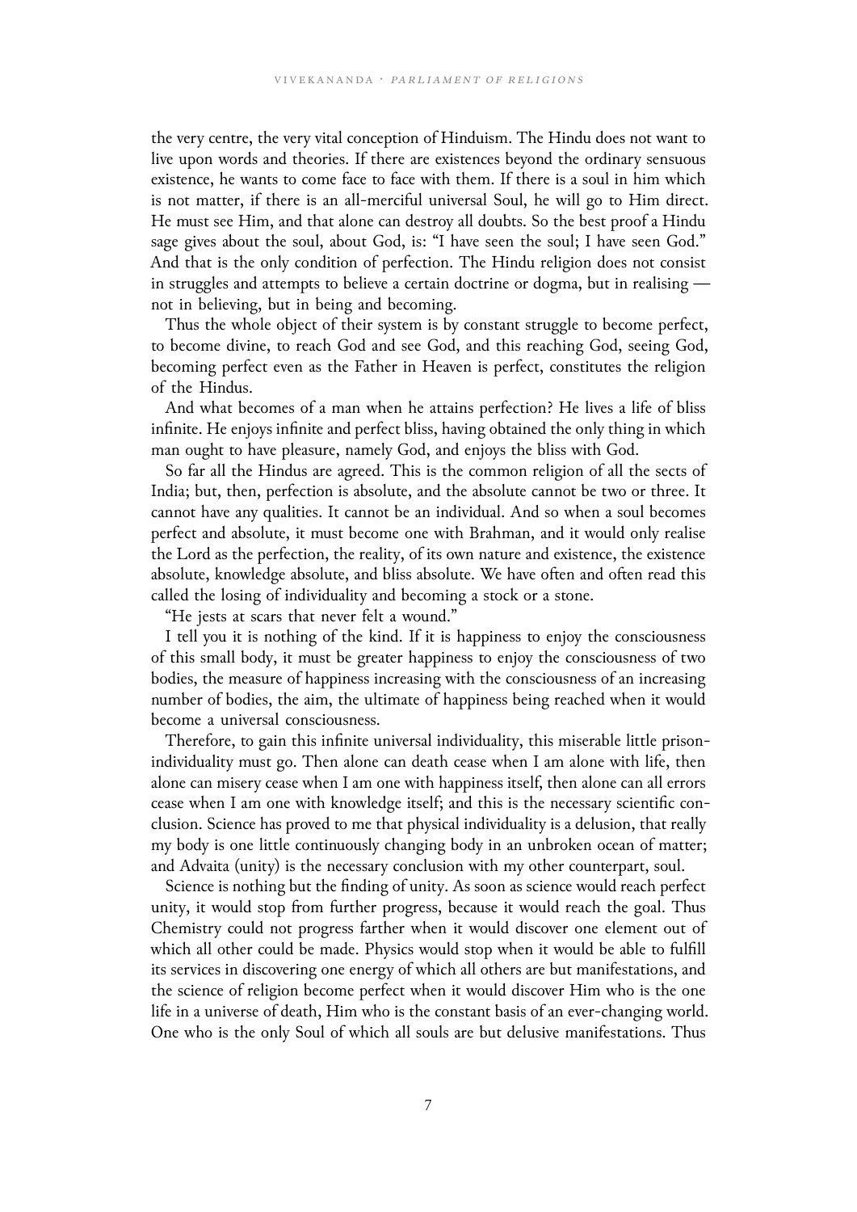the very centre, the very vital conception of Hinduism. The Hindu does not want to live upon words and theories. If there are existences beyond the ordinary sensuous existence, he wants to come face to face with them. If there is a soul in him which is not matter, if there is an all-merciful universal Soul, he will go to Him direct. He must see Him, and that alone can destroy all doubts. So the best proof a Hindu sage gives about the soul, about God, is: "I have seen the soul; I have seen God." And that is the only condition of perfection. The Hindu religion does not consist in struggles and attempts to believe a certain doctrine or dogma, but in realising — not in believing, but in being and becoming.

Thus the whole object of their system is by constant struggle to become perfect, to become divine, to reach God and see God, and this reaching God, seeing God, becoming perfect even as the Father in Heaven is perfect, constitutes the religion of the Hindus.

And what becomes of a man when he attains perfection? He lives a life of bliss infinite. He enjoys infinite and perfect bliss, having obtained the only thing in which man ought to have pleasure, namely God, and enjoys the bliss with God.

So far all the Hindus are agreed. This is the common religion of all the sects of India; but, then, perfection is absolute, and the absolute cannot be two or three. It cannot have any qualities. It cannot be an individual. And so when a soul becomes perfect and absolute, it must become one with Brahman, and it would only realise the Lord as the perfection, the reality, of its own nature and existence, the existence absolute, knowledge absolute, and bliss absolute. We have often and often read this called the losing of individuality and becoming a stock or a stone.

"He jests at scars that never felt a wound."

I tell you it is nothing of the kind. If it is happiness to enjoy the consciousness of this small body, it must be greater happiness to enjoy the consciousness of two bodies, the measure of happiness increasing with the consciousness of an increasing number of bodies, the aim, the ultimate of happiness being reached when it would become a universal consciousness.

Therefore, to gain this infinite universal individuality, this miserable little prison-individuality must go. Then alone can death cease when I am alone with life, then alone can misery cease when I am one with happiness itself, then alone can all errors cease when I am one with knowledge itself; and this is the necessary scientific conclusion. Science has proved to me that physical individuality is a delusion, that really my body is one little continuously changing body in an unbroken ocean of matter; and Advaita (unity) is the necessary conclusion with my other counterpart, soul.

Science is nothing but the finding of unity. As soon as science would reach perfect unity, it would stop from further progress, because it would reach the goal. Thus Chemistry could not progress farther when it would discover one element out of which all other could be made. Physics would stop when it would be able to fulfill its services in discovering one energy of which all others are but manifestations, and the science of religion become perfect when it would discover Him who is the one life in a universe of death, Him who is the constant basis of an ever-changing world. One who is the only Soul of which all souls are but delusive manifestations. Thus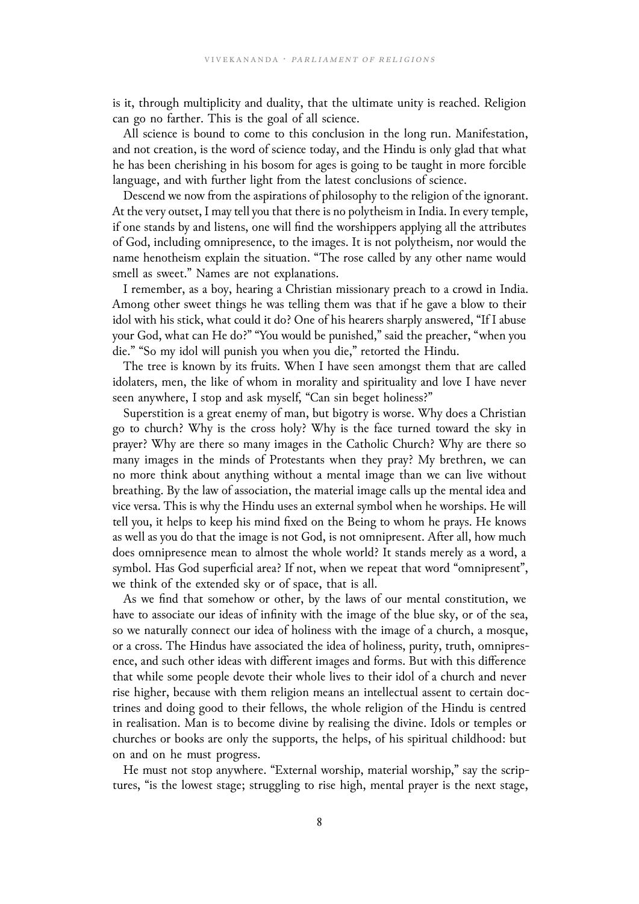is it, through multiplicity and duality, that the ultimate unity is reached. Religion can go no farther. This is the goal of all science.

All science is bound to come to this conclusion in the long run. Manifestation, and not creation, is the word of science today, and the Hindu is only glad that what he has been cherishing in his bosom for ages is going to be taught in more forcible language, and with further light from the latest conclusions of science.

Descend we now from the aspirations of philosophy to the religion of the ignorant. At the very outset, I may tell you that there is no polytheism in India. In every temple, if one stands by and listens, one will find the worshippers applying all the attributes of God, including omnipresence, to the images. It is not polytheism, nor would the name henotheism explain the situation. "The rose called by any other name would smell as sweet." Names are not explanations.

I remember, as a boy, hearing a Christian missionary preach to a crowd in India. Among other sweet things he was telling them was that if he gave a blow to their idol with his stick, what could it do? One of his hearers sharply answered, "If I abuse your God, what can He do?" "You would be punished," said the preacher, "when you die." "So my idol will punish you when you die," retorted the Hindu.

The tree is known by its fruits. When I have seen amongst them that are called idolaters, men, the like of whom in morality and spirituality and love I have never seen anywhere, I stop and ask myself, "Can sin beget holiness?"

Superstition is a great enemy of man, but bigotry is worse. Why does a Christian go to church? Why is the cross holy? Why is the face turned toward the sky in prayer? Why are there so many images in the Catholic Church? Why are there so many images in the minds of Protestants when they pray? My brethren, we can no more think about anything without a mental image than we can live without breathing. By the law of association, the material image calls up the mental idea and vice versa. This is why the Hindu uses an external symbol when he worships. He will tell you, it helps to keep his mind fixed on the Being to whom he prays. He knows as well as you do that the image is not God, is not omnipresent. After all, how much does omnipresence mean to almost the whole world? It stands merely as a word, a symbol. Has God superficial area? If not, when we repeat that word "omnipresent", we think of the extended sky or of space, that is all.

As we find that somehow or other, by the laws of our mental constitution, we have to associate our ideas of infinity with the image of the blue sky, or of the sea, so we naturally connect our idea of holiness with the image of a church, a mosque, or a cross. The Hindus have associated the idea of holiness, purity, truth, omnipresence, and such other ideas with different images and forms. But with this difference that while some people devote their whole lives to their idol of a church and never rise higher, because with them religion means an intellectual assent to certain doctrines and doing good to their fellows, the whole religion of the Hindu is centred in realisation. Man is to become divine by realising the divine. Idols or temples or churches or books are only the supports, the helps, of his spiritual childhood: but on and on he must progress.

He must not stop anywhere. "External worship, material worship," say the scriptures, "is the lowest stage; struggling to rise high, mental prayer is the next stage,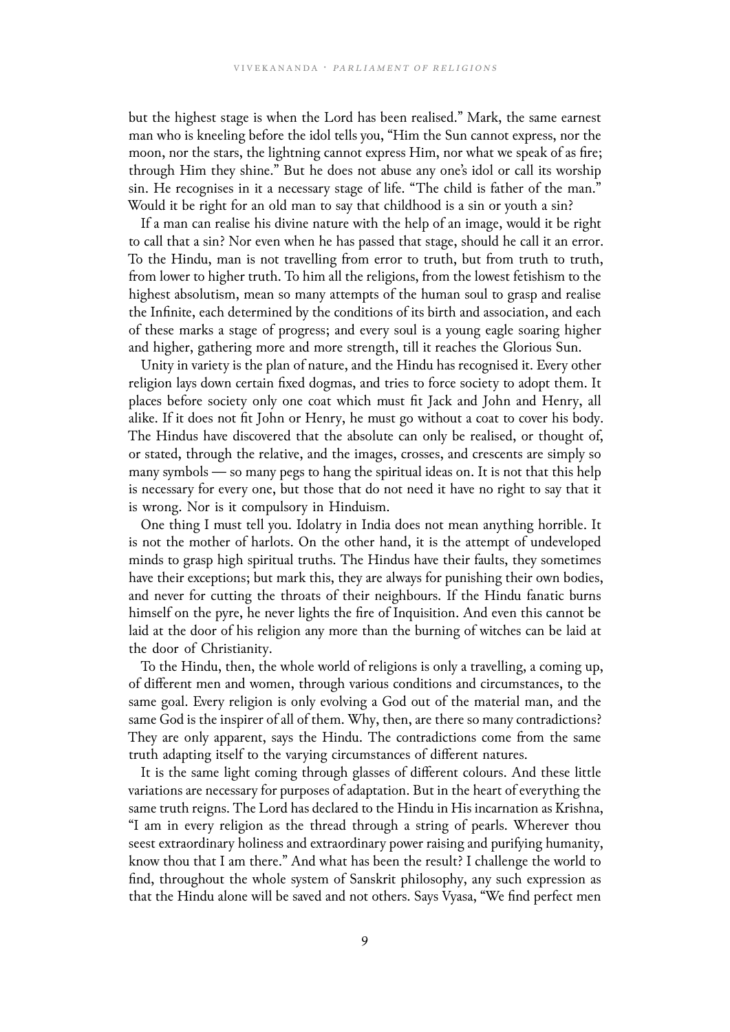but the highest stage is when the Lord has been realised." Mark, the same earnest man who is kneeling before the idol tells you, "Him the Sun cannot express, nor the moon, nor the stars, the lightning cannot express Him, nor what we speak of as fire; through Him they shine." But he does not abuse any one's idol or call its worship sin. He recognises in it a necessary stage of life. "The child is father of the man." Would it be right for an old man to say that childhood is a sin or youth a sin?

If a man can realise his divine nature with the help of an image, would it be right to call that a sin? Nor even when he has passed that stage, should he call it an error. To the Hindu, man is not travelling from error to truth, but from truth to truth, from lower to higher truth. To him all the religions, from the lowest fetishism to the highest absolutism, mean so many attempts of the human soul to grasp and realise the Infinite, each determined by the conditions of its birth and association, and each of these marks a stage of progress; and every soul is a young eagle soaring higher and higher, gathering more and more strength, till it reaches the Glorious Sun.

Unity in variety is the plan of nature, and the Hindu has recognised it. Every other religion lays down certain fixed dogmas, and tries to force society to adopt them. It places before society only one coat which must fit Jack and John and Henry, all alike. If it does not fit John or Henry, he must go without a coat to cover his body. The Hindus have discovered that the absolute can only be realised, or thought of, or stated, through the relative, and the images, crosses, and crescents are simply so many symbols — so many pegs to hang the spiritual ideas on. It is not that this help is necessary for every one, but those that do not need it have no right to say that it is wrong. Nor is it compulsory in Hinduism.

One thing I must tell you. Idolatry in India does not mean anything horrible. It is not the mother of harlots. On the other hand, it is the attempt of undeveloped minds to grasp high spiritual truths. The Hindus have their faults, they sometimes have their exceptions; but mark this, they are always for punishing their own bodies, and never for cutting the throats of their neighbours. If the Hindu fanatic burns himself on the pyre, he never lights the fire of Inquisition. And even this cannot be laid at the door of his religion any more than the burning of witches can be laid at the door of Christianity.

To the Hindu, then, the whole world of religions is only a travelling, a coming up, of different men and women, through various conditions and circumstances, to the same goal. Every religion is only evolving a God out of the material man, and the same God is the inspirer of all of them. Why, then, are there so many contradictions? They are only apparent, says the Hindu. The contradictions come from the same truth adapting itself to the varying circumstances of different natures.

It is the same light coming through glasses of different colours. And these little variations are necessary for purposes of adaptation. But in the heart of everything the same truth reigns. The Lord has declared to the Hindu in His incarnation as Krishna, "I am in every religion as the thread through a string of pearls. Wherever thou seest extraordinary holiness and extraordinary power raising and purifying humanity, know thou that I am there." And what has been the result? I challenge the world to find, throughout the whole system of Sanskrit philosophy, any such expression as that the Hindu alone will be saved and not others. Says Vyasa, "We find perfect men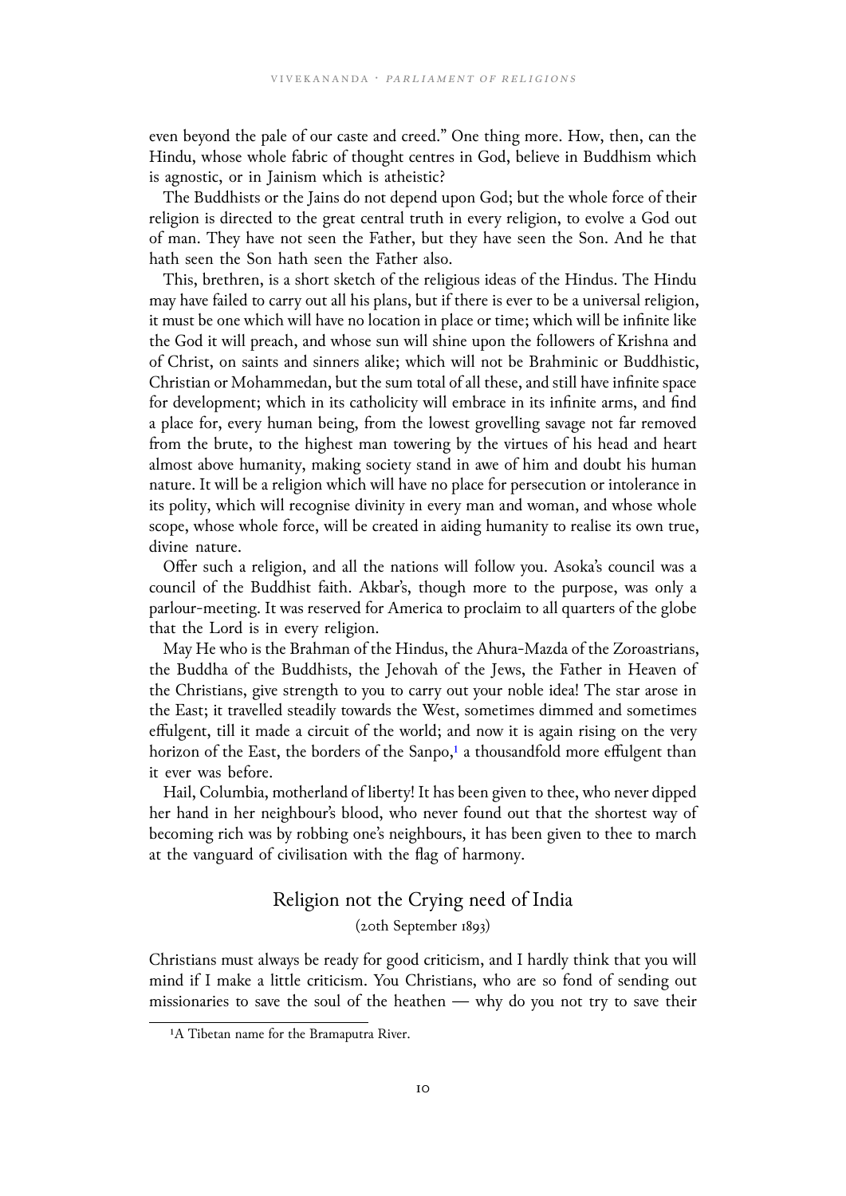even beyond the pale of our caste and creed." One thing more. How, then, can the Hindu, whose whole fabric of thought centres in God, believe in Buddhism which is agnostic, or in Jainism which is atheistic?

The Buddhists or the Jains do not depend upon God; but the whole force of their religion is directed to the great central truth in every religion, to evolve a God out of man. They have not seen the Father, but they have seen the Son. And he that hath seen the Son hath seen the Father also.

This, brethren, is a short sketch of the religious ideas of the Hindus. The Hindu may have failed to carry out all his plans, but if there is ever to be a universal religion, it must be one which will have no location in place or time; which will be infinite like the God it will preach, and whose sun will shine upon the followers of Krishna and of Christ, on saints and sinners alike; which will not be Brahminic or Buddhistic, Christian or Mohammedan, but the sum total of all these, and still have infinite space for development; which in its catholicity will embrace in its infinite arms, and find a place for, every human being, from the lowest grovelling savage not far removed from the brute, to the highest man towering by the virtues of his head and heart almost above humanity, making society stand in awe of him and doubt his human nature. It will be a religion which will have no place for persecution or intolerance in its polity, which will recognise divinity in every man and woman, and whose whole scope, whose whole force, will be created in aiding humanity to realise its own true, divine nature.

Offer such a religion, and all the nations will follow you. Asoka's council was a council of the Buddhist faith. Akbar's, though more to the purpose, was only a parlour-meeting. It was reserved for America to proclaim to all quarters of the globe that the Lord is in every religion.

May He who is the Brahman of the Hindus, the Ahura-Mazda of the Zoroastrians, the Buddha of the Buddhists, the Jehovah of the Jews, the Father in Heaven of the Christians, give strength to you to carry out your noble idea! The star arose in the East; it travelled steadily towards the West, sometimes dimmed and sometimes effulgent, till it made a circuit of the world; and now it is again rising on the very horizon of the East, the borders of the Sanpo,[1] a thousandfold more effulgent than it ever was before.

Hail, Columbia, motherland of liberty! It has been given to thee, who never dipped her hand in her neighbour's blood, who never found out that the shortest way of becoming rich was by robbing one's neighbours, it has been given to thee to march at the vanguard of civilisation with the flag of harmony.

## Religion not the Crying need of India

(20th September 1893)

Christians must always be ready for good criticism, and I hardly think that you will mind if I make a little criticism. You Christians, who are so fond of sending out missionaries to save the soul of the heathen — why do you not try to save their

[1] A Tibetan name for the Bramaputra River.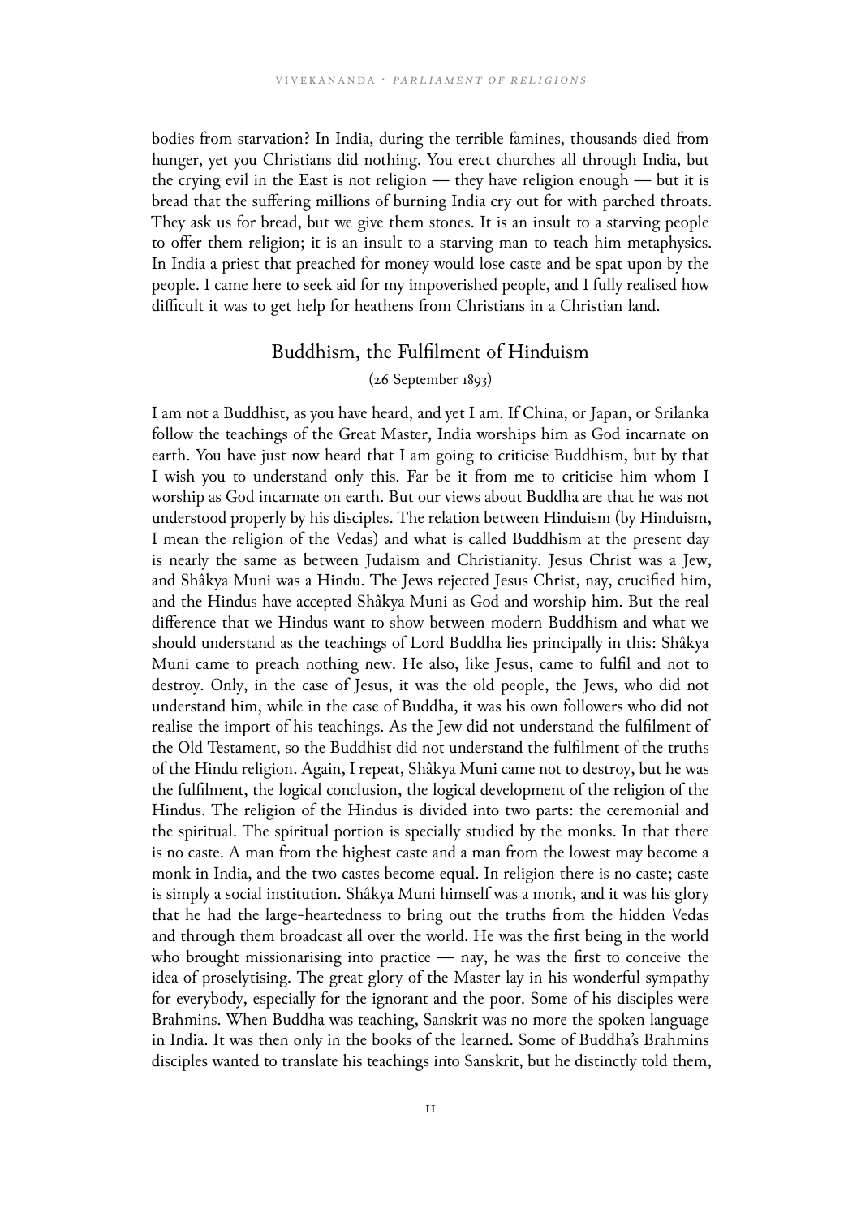bodies from starvation? In India, during the terrible famines, thousands died from hunger, yet you Christians did nothing. You erect churches all through India, but the crying evil in the East is not religion — they have religion enough — but it is bread that the suffering millions of burning India cry out for with parched throats. They ask us for bread, but we give them stones. It is an insult to a starving people to offer them religion; it is an insult to a starving man to teach him metaphysics. In India a priest that preached for money would lose caste and be spat upon by the people. I came here to seek aid for my impoverished people, and I fully realised how difficult it was to get help for heathens from Christians in a Christian land.

## Buddhism, the Fulfilment of Hinduism

(26 September 1893)

I am not a Buddhist, as you have heard, and yet I am. If China, or Japan, or Srilanka follow the teachings of the Great Master, India worships him as God incarnate on earth. You have just now heard that I am going to criticise Buddhism, but by that I wish you to understand only this. Far be it from me to criticise him whom I worship as God incarnate on earth. But our views about Buddha are that he was not understood properly by his disciples. The relation between Hinduism (by Hinduism, I mean the religion of the Vedas) and what is called Buddhism at the present day is nearly the same as between Judaism and Christianity. Jesus Christ was a Jew, and Shâkya Muni was a Hindu. The Jews rejected Jesus Christ, nay, crucified him, and the Hindus have accepted Shâkya Muni as God and worship him. But the real difference that we Hindus want to show between modern Buddhism and what we should understand as the teachings of Lord Buddha lies principally in this: Shâkya Muni came to preach nothing new. He also, like Jesus, came to fulfil and not to destroy. Only, in the case of Jesus, it was the old people, the Jews, who did not understand him, while in the case of Buddha, it was his own followers who did not realise the import of his teachings. As the Jew did not understand the fulfilment of the Old Testament, so the Buddhist did not understand the fulfilment of the truths of the Hindu religion. Again, I repeat, Shâkya Muni came not to destroy, but he was the fulfilment, the logical conclusion, the logical development of the religion of the Hindus. The religion of the Hindus is divided into two parts: the ceremonial and the spiritual. The spiritual portion is specially studied by the monks. In that there is no caste. A man from the highest caste and a man from the lowest may become a monk in India, and the two castes become equal. In religion there is no caste; caste is simply a social institution. Shâkya Muni himself was a monk, and it was his glory that he had the large-heartedness to bring out the truths from the hidden Vedas and through them broadcast all over the world. He was the first being in the world who brought missionarising into practice — nay, he was the first to conceive the idea of proselytising. The great glory of the Master lay in his wonderful sympathy for everybody, especially for the ignorant and the poor. Some of his disciples were Brahmins. When Buddha was teaching, Sanskrit was no more the spoken language in India. It was then only in the books of the learned. Some of Buddha's Brahmins disciples wanted to translate his teachings into Sanskrit, but he distinctly told them,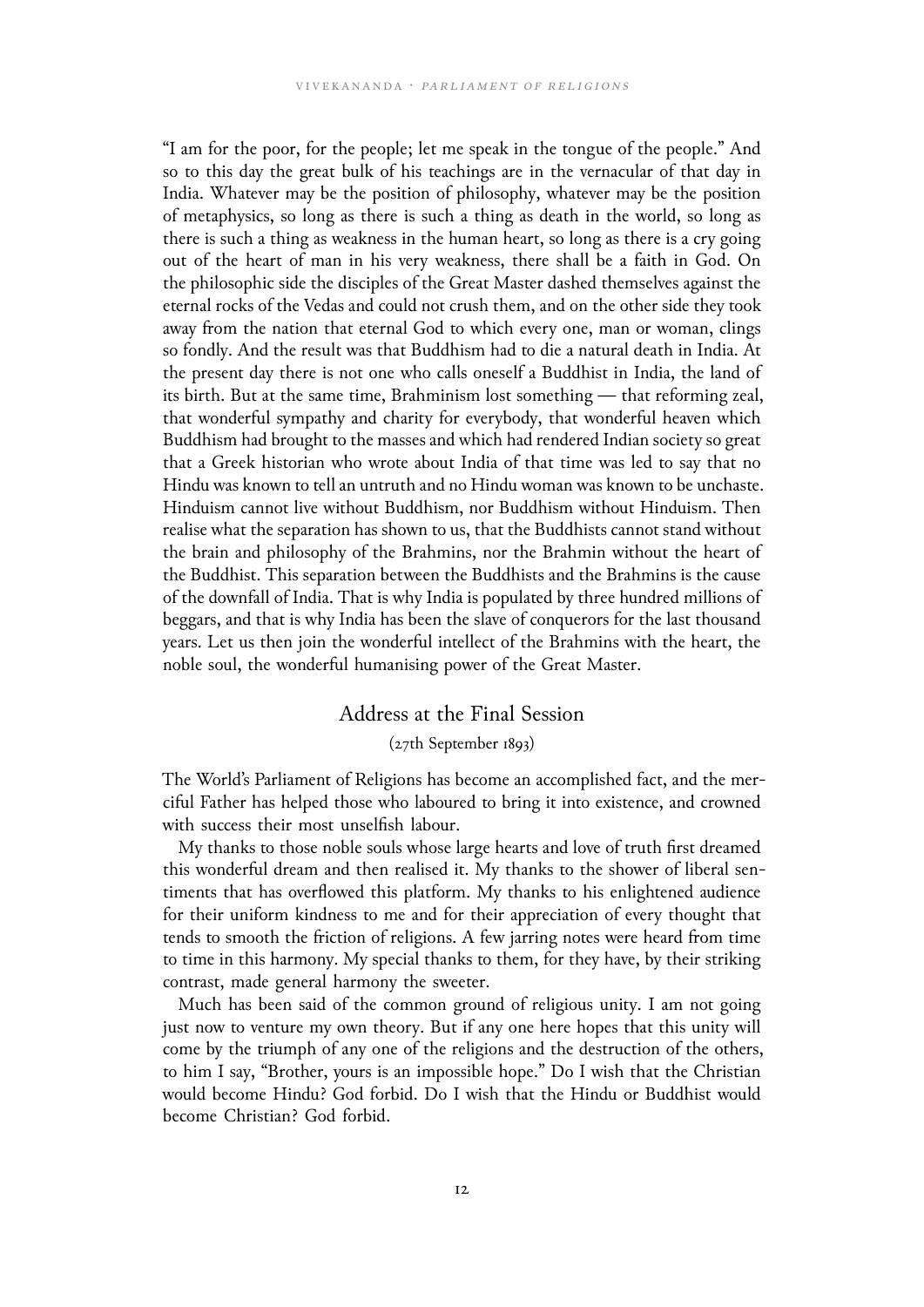"I am for the poor, for the people; let me speak in the tongue of the people." And so to this day the great bulk of his teachings are in the vernacular of that day in India. Whatever may be the position of philosophy, whatever may be the position of metaphysics, so long as there is such a thing as death in the world, so long as there is such a thing as weakness in the human heart, so long as there is a cry going out of the heart of man in his very weakness, there shall be a faith in God. On the philosophic side the disciples of the Great Master dashed themselves against the eternal rocks of the Vedas and could not crush them, and on the other side they took away from the nation that eternal God to which every one, man or woman, clings so fondly. And the result was that Buddhism had to die a natural death in India. At the present day there is not one who calls oneself a Buddhist in India, the land of its birth. But at the same time, Brahminism lost something — that reforming zeal, that wonderful sympathy and charity for everybody, that wonderful heaven which Buddhism had brought to the masses and which had rendered Indian society so great that a Greek historian who wrote about India of that time was led to say that no Hindu was known to tell an untruth and no Hindu woman was known to be unchaste. Hinduism cannot live without Buddhism, nor Buddhism without Hinduism. Then realise what the separation has shown to us, that the Buddhists cannot stand without the brain and philosophy of the Brahmins, nor the Brahmin without the heart of the Buddhist. This separation between the Buddhists and the Brahmins is the cause of the downfall of India. That is why India is populated by three hundred millions of beggars, and that is why India has been the slave of conquerors for the last thousand years. Let us then join the wonderful intellect of the Brahmins with the heart, the noble soul, the wonderful humanising power of the Great Master.

## Address at the Final Session

(27th September 1893)

The World's Parliament of Religions has become an accomplished fact, and the merciful Father has helped those who laboured to bring it into existence, and crowned with success their most unselfish labour.

My thanks to those noble souls whose large hearts and love of truth first dreamed this wonderful dream and then realised it. My thanks to the shower of liberal sentiments that has overflowed this platform. My thanks to his enlightened audience for their uniform kindness to me and for their appreciation of every thought that tends to smooth the friction of religions. A few jarring notes were heard from time to time in this harmony. My special thanks to them, for they have, by their striking contrast, made general harmony the sweeter.

Much has been said of the common ground of religious unity. I am not going just now to venture my own theory. But if any one here hopes that this unity will come by the triumph of any one of the religions and the destruction of the others, to him I say, "Brother, yours is an impossible hope." Do I wish that the Christian would become Hindu? God forbid. Do I wish that the Hindu or Buddhist would become Christian? God forbid.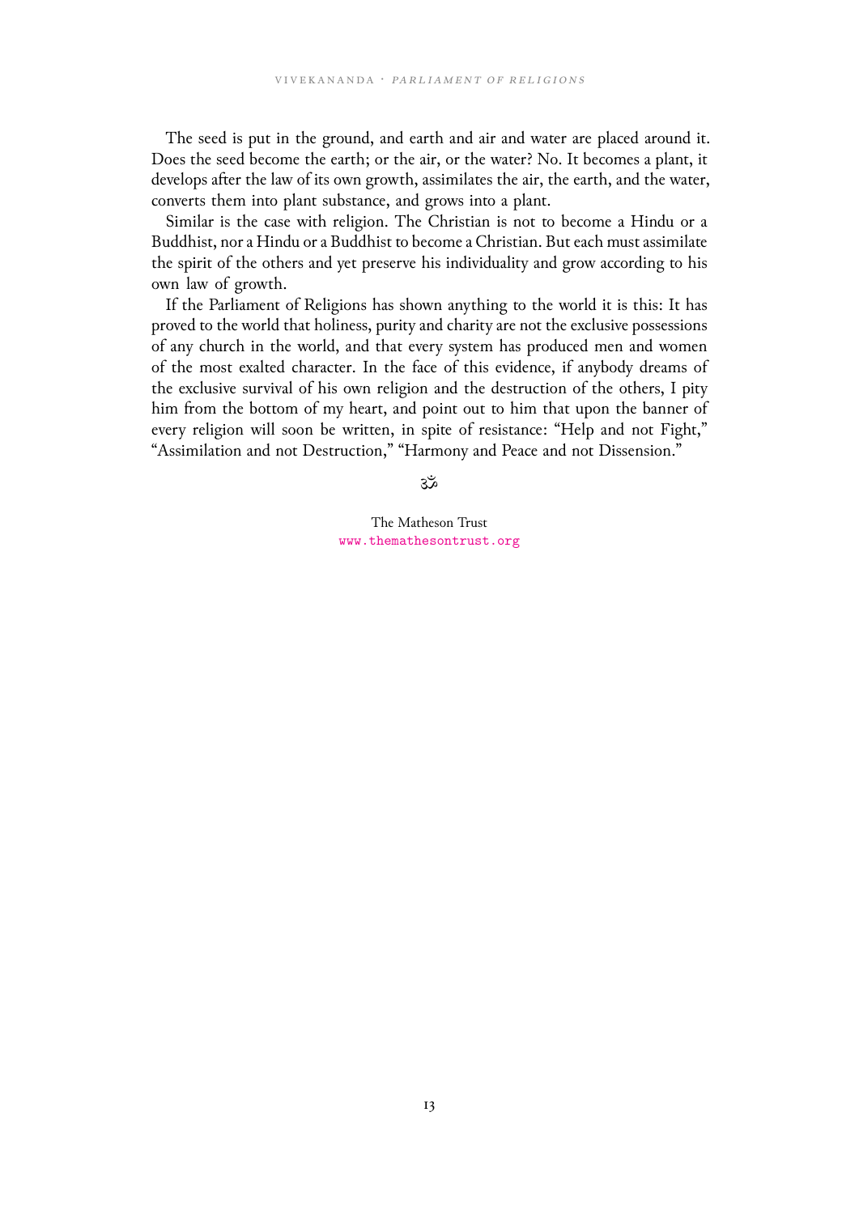The seed is put in the ground, and earth and air and water are placed around it. Does the seed become the earth; or the air, or the water? No. It becomes a plant, it develops after the law of its own growth, assimilates the air, the earth, and the water, converts them into plant substance, and grows into a plant.

Similar is the case with religion. The Christian is not to become a Hindu or a Buddhist, nor a Hindu or a Buddhist to become a Christian. But each must assimilate the spirit of the others and yet preserve his individuality and grow according to his own law of growth.

If the Parliament of Religions has shown anything to the world it is this: It has proved to the world that holiness, purity and charity are not the exclusive possessions of any church in the world, and that every system has produced men and women of the most exalted character. In the face of this evidence, if anybody dreams of the exclusive survival of his own religion and the destruction of the others, I pity him from the bottom of my heart, and point out to him that upon the banner of every religion will soon be written, in spite of resistance: "Help and not Fight," "Assimilation and not Destruction," "Harmony and Peace and not Dissension."

ॐ

The Matheson Trust
www.themathesontrust.org